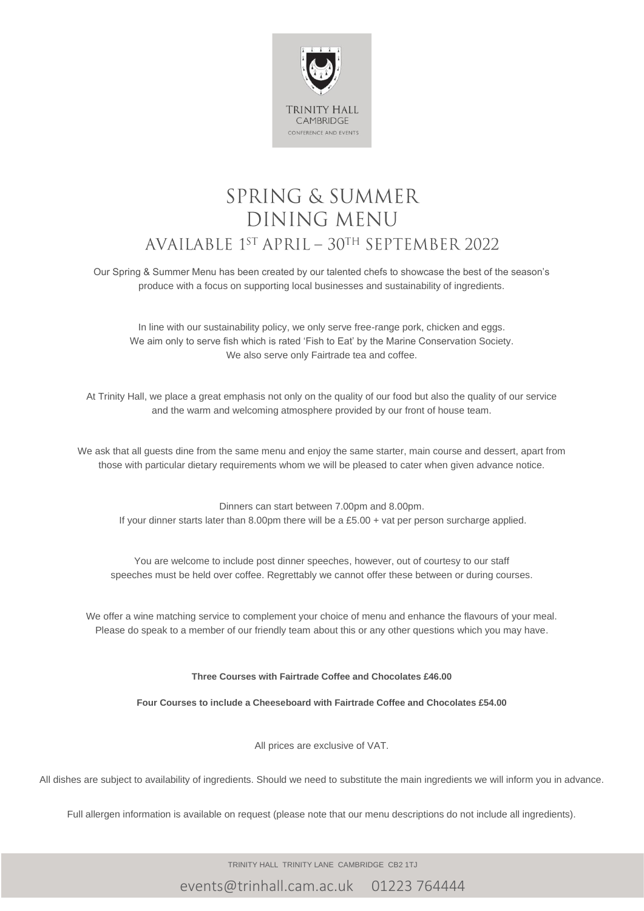TRINITY HALL
CAMBRIDGE
CONFERENCE AND EVENTS

# SPRING & SUMMER DINING MENU

## AVAILABLE 1ST APRIL – 30TH SEPTEMBER 2022

Our Spring & Summer Menu has been created by our talented chefs to showcase the best of the season's produce with a focus on supporting local businesses and sustainability of ingredients.

In line with our sustainability policy, we only serve free-range pork, chicken and eggs.
We aim only to serve fish which is rated 'Fish to Eat' by the Marine Conservation Society.
We also serve only Fairtrade tea and coffee.

At Trinity Hall, we place a great emphasis not only on the quality of our food but also the quality of our service and the warm and welcoming atmosphere provided by our front of house team.

We ask that all guests dine from the same menu and enjoy the same starter, main course and dessert, apart from those with particular dietary requirements whom we will be pleased to cater when given advance notice.

Dinners can start between 7.00pm and 8.00pm.
If your dinner starts later than 8.00pm there will be a £5.00 + vat per person surcharge applied.

You are welcome to include post dinner speeches, however, out of courtesy to our staff speeches must be held over coffee. Regrettably we cannot offer these between or during courses.

We offer a wine matching service to complement your choice of menu and enhance the flavours of your meal. Please do speak to a member of our friendly team about this or any other questions which you may have.

**Three Courses with Fairtrade Coffee and Chocolates £46.00**

**Four Courses to include a Cheeseboard with Fairtrade Coffee and Chocolates £54.00**

All prices are exclusive of VAT.

All dishes are subject to availability of ingredients. Should we need to substitute the main ingredients we will inform you in advance.

Full allergen information is available on request (please note that our menu descriptions do not include all ingredients).

TRINITY HALL TRINITY LANE CAMBRIDGE CB2 1TJ

events@trinhall.cam.ac.uk 01223 764444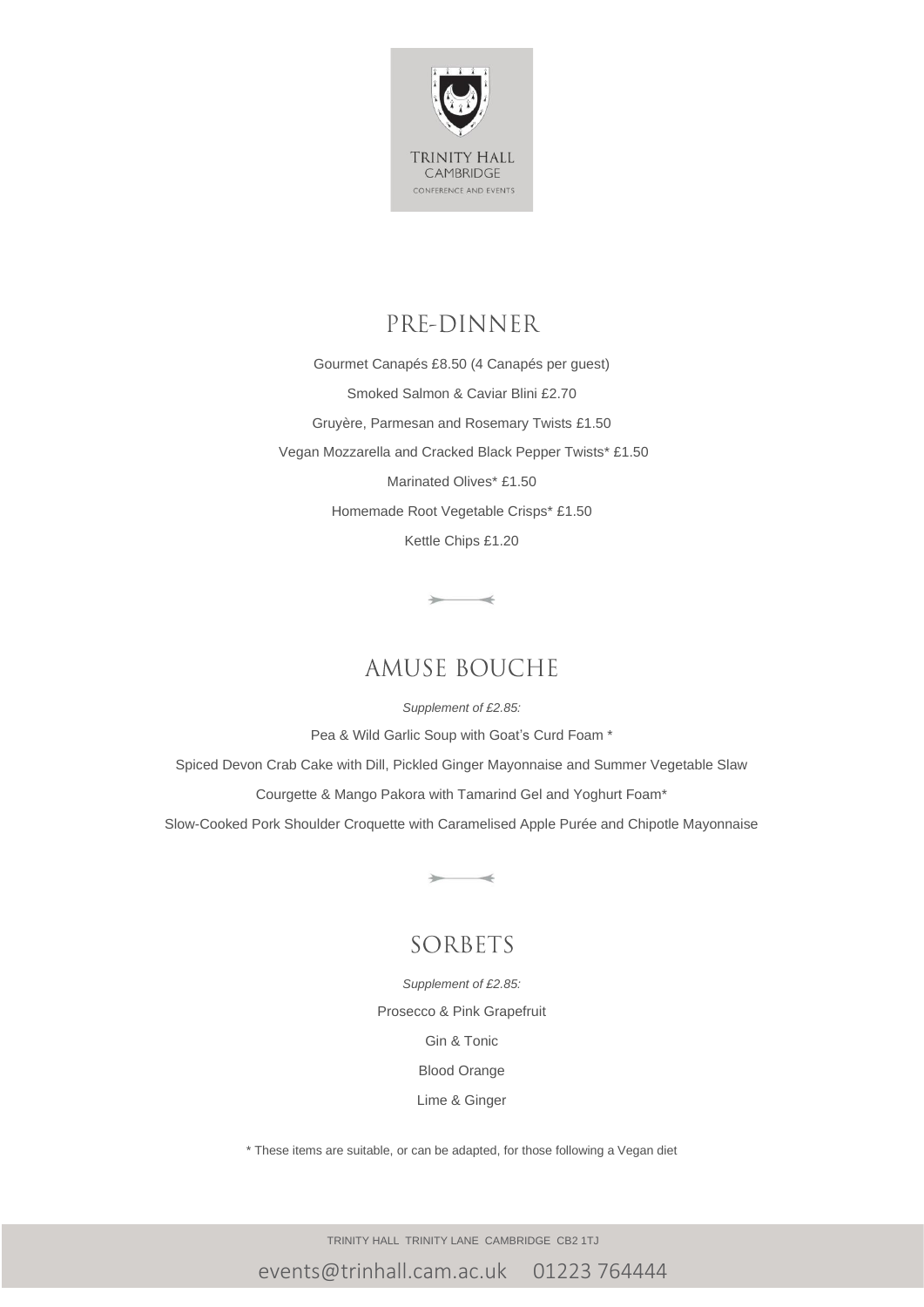## PRE-DINNER

Gourmet Canapés £8.50 (4 Canapés per guest)

Smoked Salmon & Caviar Blini £2.70

Gruyère, Parmesan and Rosemary Twists £1.50

Vegan Mozzarella and Cracked Black Pepper Twists* £1.50

Marinated Olives* £1.50

Homemade Root Vegetable Crisps* £1.50

Kettle Chips £1.20

## AMUSE BOUCHE

*Supplement of £2.85:*

Pea & Wild Garlic Soup with Goat's Curd Foam *

Spiced Devon Crab Cake with Dill, Pickled Ginger Mayonnaise and Summer Vegetable Slaw

Courgette & Mango Pakora with Tamarind Gel and Yoghurt Foam*

Slow-Cooked Pork Shoulder Croquette with Caramelised Apple Purée and Chipotle Mayonnaise

## SORBETS

*Supplement of £2.85:*

Prosecco & Pink Grapefruit

Gin & Tonic

Blood Orange

Lime & Ginger

* These items are suitable, or can be adapted, for those following a Vegan diet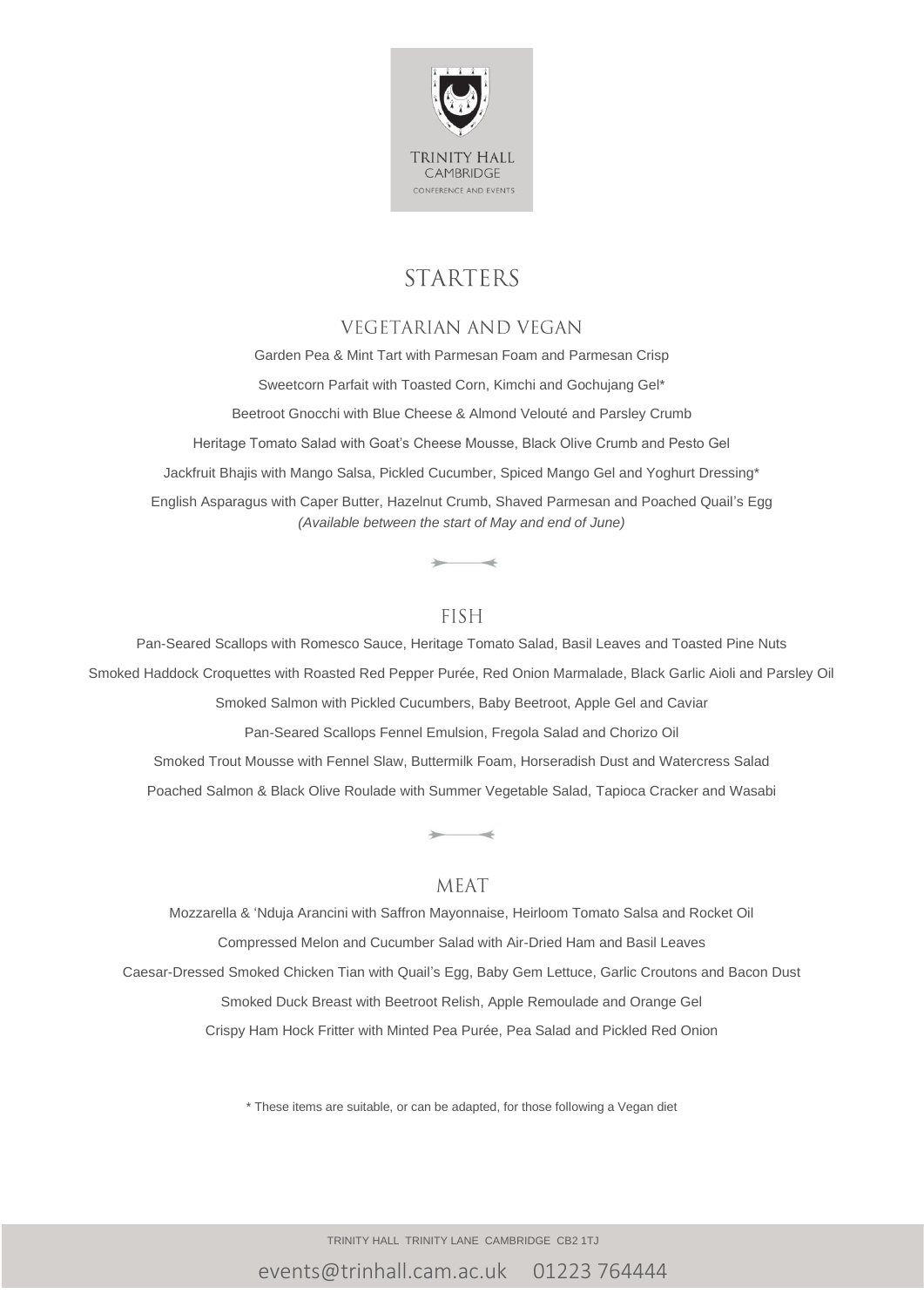TRINITY HALL
CAMBRIDGE
CONFERENCE AND EVENTS

# STARTERS

## VEGETARIAN AND VEGAN

Garden Pea & Mint Tart with Parmesan Foam and Parmesan Crisp

Sweetcorn Parfait with Toasted Corn, Kimchi and Gochujang Gel*

Beetroot Gnocchi with Blue Cheese & Almond Velouté and Parsley Crumb

Heritage Tomato Salad with Goat's Cheese Mousse, Black Olive Crumb and Pesto Gel

Jackfruit Bhajis with Mango Salsa, Pickled Cucumber, Spiced Mango Gel and Yoghurt Dressing*

English Asparagus with Caper Butter, Hazelnut Crumb, Shaved Parmesan and Poached Quail's Egg
*(Available between the start of May and end of June)*

## FISH

Pan-Seared Scallops with Romesco Sauce, Heritage Tomato Salad, Basil Leaves and Toasted Pine Nuts

Smoked Haddock Croquettes with Roasted Red Pepper Purée, Red Onion Marmalade, Black Garlic Aioli and Parsley Oil

Smoked Salmon with Pickled Cucumbers, Baby Beetroot, Apple Gel and Caviar

Pan-Seared Scallops Fennel Emulsion, Fregola Salad and Chorizo Oil

Smoked Trout Mousse with Fennel Slaw, Buttermilk Foam, Horseradish Dust and Watercress Salad

Poached Salmon & Black Olive Roulade with Summer Vegetable Salad, Tapioca Cracker and Wasabi

## MEAT

Mozzarella & 'Nduja Arancini with Saffron Mayonnaise, Heirloom Tomato Salsa and Rocket Oil

Compressed Melon and Cucumber Salad with Air-Dried Ham and Basil Leaves

Caesar-Dressed Smoked Chicken Tian with Quail's Egg, Baby Gem Lettuce, Garlic Croutons and Bacon Dust

Smoked Duck Breast with Beetroot Relish, Apple Remoulade and Orange Gel

Crispy Ham Hock Fritter with Minted Pea Purée, Pea Salad and Pickled Red Onion

\* These items are suitable, or can be adapted, for those following a Vegan diet

TRINITY HALL TRINITY LANE CAMBRIDGE CB2 1TJ

events@trinhall.cam.ac.uk 01223 764444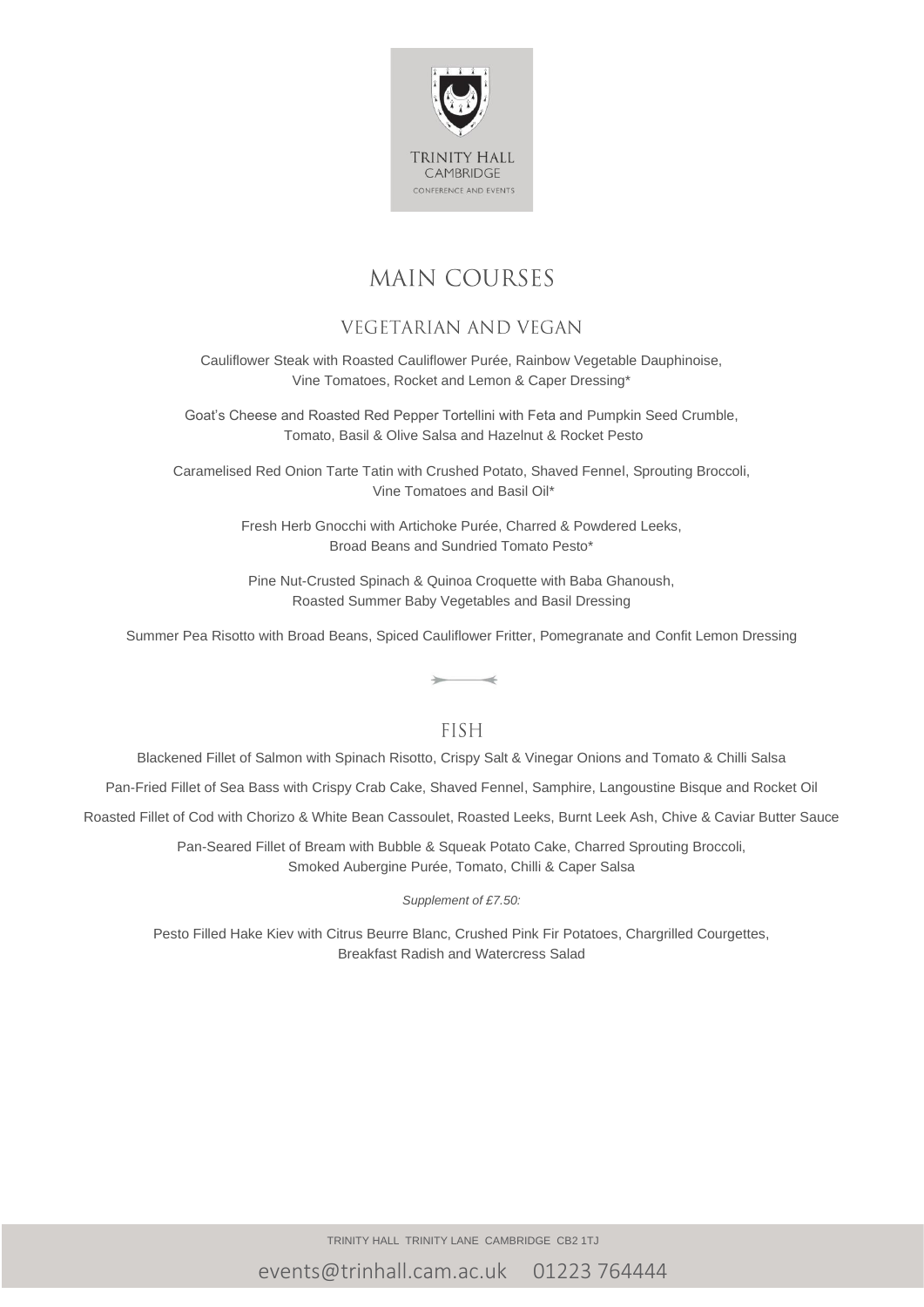# MAIN COURSES

## VEGETARIAN AND VEGAN

Cauliflower Steak with Roasted Cauliflower Purée, Rainbow Vegetable Dauphinoise, Vine Tomatoes, Rocket and Lemon & Caper Dressing*

Goat's Cheese and Roasted Red Pepper Tortellini with Feta and Pumpkin Seed Crumble, Tomato, Basil & Olive Salsa and Hazelnut & Rocket Pesto

Caramelised Red Onion Tarte Tatin with Crushed Potato, Shaved Fennel, Sprouting Broccoli, Vine Tomatoes and Basil Oil*

Fresh Herb Gnocchi with Artichoke Purée, Charred & Powdered Leeks, Broad Beans and Sundried Tomato Pesto*

Pine Nut-Crusted Spinach & Quinoa Croquette with Baba Ghanoush, Roasted Summer Baby Vegetables and Basil Dressing

Summer Pea Risotto with Broad Beans, Spiced Cauliflower Fritter, Pomegranate and Confit Lemon Dressing

## FISH

Blackened Fillet of Salmon with Spinach Risotto, Crispy Salt & Vinegar Onions and Tomato & Chilli Salsa

Pan-Fried Fillet of Sea Bass with Crispy Crab Cake, Shaved Fennel, Samphire, Langoustine Bisque and Rocket Oil

Roasted Fillet of Cod with Chorizo & White Bean Cassoulet, Roasted Leeks, Burnt Leek Ash, Chive & Caviar Butter Sauce

Pan-Seared Fillet of Bream with Bubble & Squeak Potato Cake, Charred Sprouting Broccoli, Smoked Aubergine Purée, Tomato, Chilli & Caper Salsa

*Supplement of £7.50:*

Pesto Filled Hake Kiev with Citrus Beurre Blanc, Crushed Pink Fir Potatoes, Chargrilled Courgettes, Breakfast Radish and Watercress Salad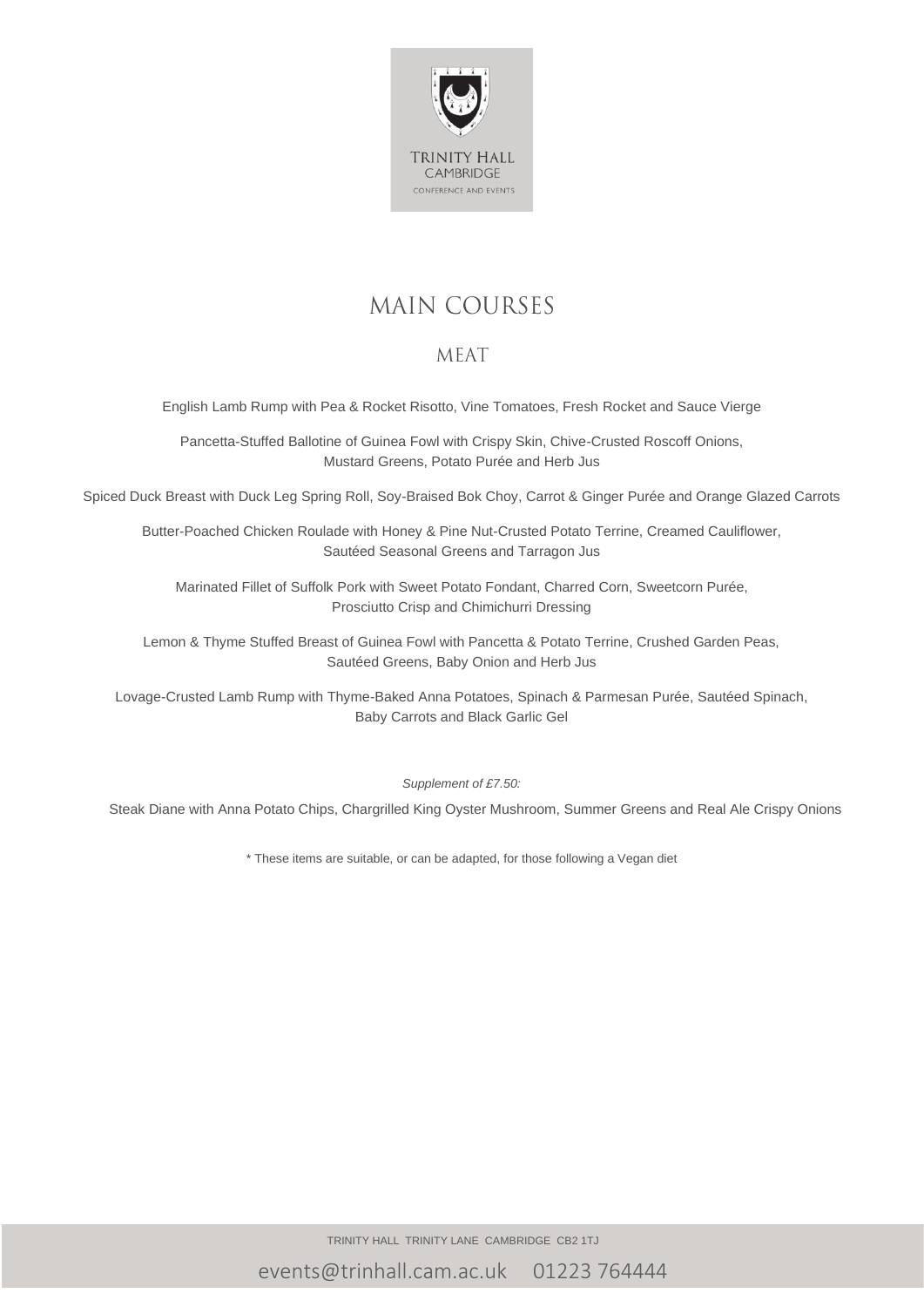# MAIN COURSES

## MEAT

English Lamb Rump with Pea & Rocket Risotto, Vine Tomatoes, Fresh Rocket and Sauce Vierge

Pancetta-Stuffed Ballotine of Guinea Fowl with Crispy Skin, Chive-Crusted Roscoff Onions, Mustard Greens, Potato Purée and Herb Jus

Spiced Duck Breast with Duck Leg Spring Roll, Soy-Braised Bok Choy, Carrot & Ginger Purée and Orange Glazed Carrots

Butter-Poached Chicken Roulade with Honey & Pine Nut-Crusted Potato Terrine, Creamed Cauliflower, Sautéed Seasonal Greens and Tarragon Jus

Marinated Fillet of Suffolk Pork with Sweet Potato Fondant, Charred Corn, Sweetcorn Purée, Prosciutto Crisp and Chimichurri Dressing

Lemon & Thyme Stuffed Breast of Guinea Fowl with Pancetta & Potato Terrine, Crushed Garden Peas, Sautéed Greens, Baby Onion and Herb Jus

Lovage-Crusted Lamb Rump with Thyme-Baked Anna Potatoes, Spinach & Parmesan Purée, Sautéed Spinach, Baby Carrots and Black Garlic Gel

*Supplement of £7.50:*

Steak Diane with Anna Potato Chips, Chargrilled King Oyster Mushroom, Summer Greens and Real Ale Crispy Onions

* These items are suitable, or can be adapted, for those following a Vegan diet

TRINITY HALL TRINITY LANE CAMBRIDGE CB2 1TJ

events@trinhall.cam.ac.uk 01223 764444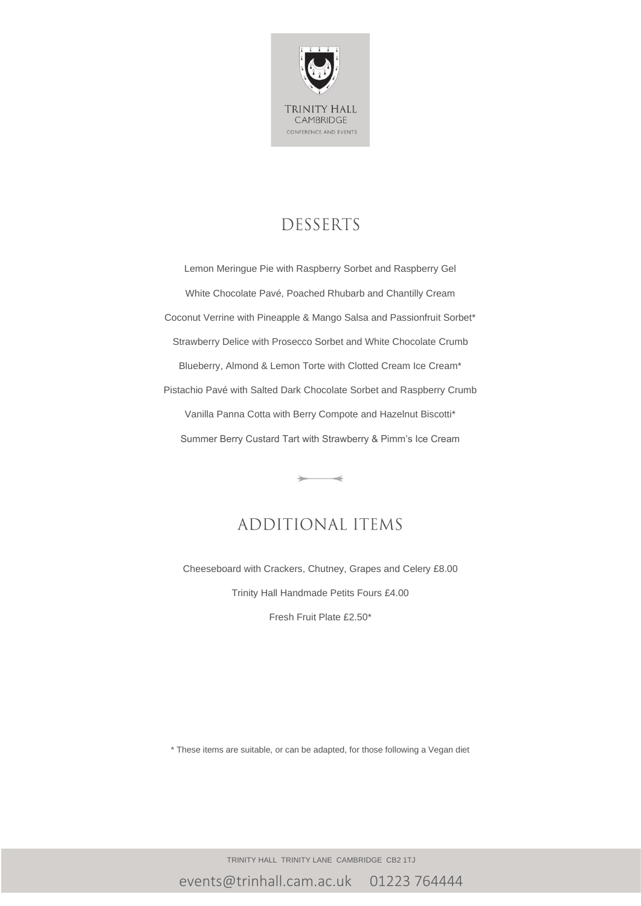## DESSERTS

Lemon Meringue Pie with Raspberry Sorbet and Raspberry Gel

White Chocolate Pavé, Poached Rhubarb and Chantilly Cream

Coconut Verrine with Pineapple & Mango Salsa and Passionfruit Sorbet*

Strawberry Delice with Prosecco Sorbet and White Chocolate Crumb

Blueberry, Almond & Lemon Torte with Clotted Cream Ice Cream*

Pistachio Pavé with Salted Dark Chocolate Sorbet and Raspberry Crumb

Vanilla Panna Cotta with Berry Compote and Hazelnut Biscotti*

Summer Berry Custard Tart with Strawberry & Pimm's Ice Cream

## ADDITIONAL ITEMS

Cheeseboard with Crackers, Chutney, Grapes and Celery £8.00

Trinity Hall Handmade Petits Fours £4.00

Fresh Fruit Plate £2.50*

\* These items are suitable, or can be adapted, for those following a Vegan diet

TRINITY HALL TRINITY LANE CAMBRIDGE CB2 1TJ

events@trinhall.cam.ac.uk 01223 764444